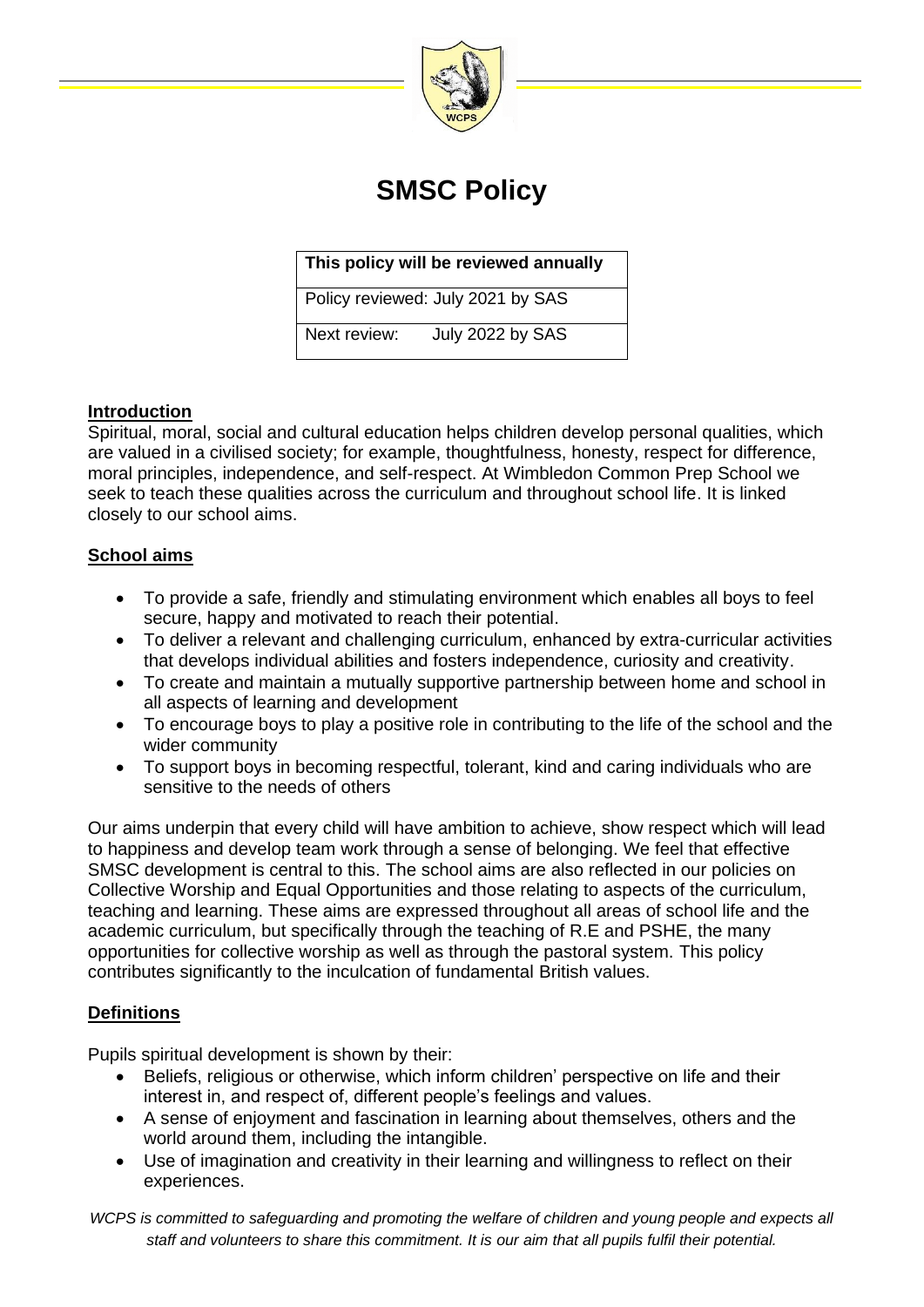# SMSC Policy

| This policy will be reviewed annually |
|---|
| Policy reviewed: July 2021 by SAS |
| Next review: July 2022 by SAS |

## Introduction

Spiritual, moral, social and cultural education helps children develop personal qualities, which are valued in a civilised society; for example, thoughtfulness, honesty, respect for difference, moral principles, independence, and self-respect. At Wimbledon Common Prep School we seek to teach these qualities across the curriculum and throughout school life. It is linked closely to our school aims.

## School aims

- To provide a safe, friendly and stimulating environment which enables all boys to feel secure, happy and motivated to reach their potential.
- To deliver a relevant and challenging curriculum, enhanced by extra-curricular activities that develops individual abilities and fosters independence, curiosity and creativity.
- To create and maintain a mutually supportive partnership between home and school in all aspects of learning and development
- To encourage boys to play a positive role in contributing to the life of the school and the wider community
- To support boys in becoming respectful, tolerant, kind and caring individuals who are sensitive to the needs of others

Our aims underpin that every child will have ambition to achieve, show respect which will lead to happiness and develop team work through a sense of belonging. We feel that effective SMSC development is central to this. The school aims are also reflected in our policies on Collective Worship and Equal Opportunities and those relating to aspects of the curriculum, teaching and learning. These aims are expressed throughout all areas of school life and the academic curriculum, but specifically through the teaching of R.E and PSHE, the many opportunities for collective worship as well as through the pastoral system. This policy contributes significantly to the inculcation of fundamental British values.

## Definitions

Pupils spiritual development is shown by their:

- Beliefs, religious or otherwise, which inform children' perspective on life and their interest in, and respect of, different people's feelings and values.
- A sense of enjoyment and fascination in learning about themselves, others and the world around them, including the intangible.
- Use of imagination and creativity in their learning and willingness to reflect on their experiences.

*WCPS is committed to safeguarding and promoting the welfare of children and young people and expects all staff and volunteers to share this commitment. It is our aim that all pupils fulfil their potential.*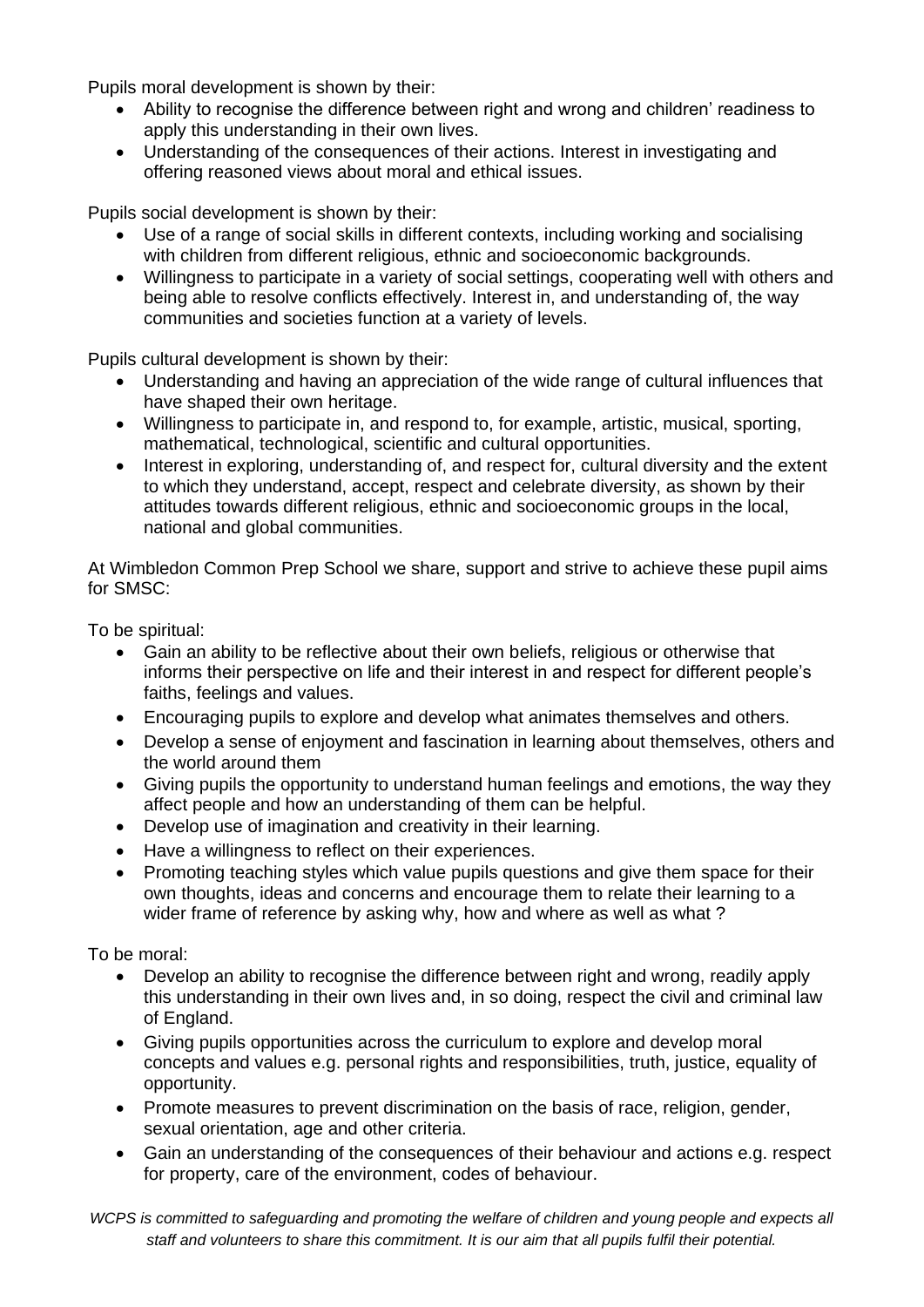Pupils moral development is shown by their:

- Ability to recognise the difference between right and wrong and children' readiness to apply this understanding in their own lives.
- Understanding of the consequences of their actions. Interest in investigating and offering reasoned views about moral and ethical issues.

Pupils social development is shown by their:

- Use of a range of social skills in different contexts, including working and socialising with children from different religious, ethnic and socioeconomic backgrounds.
- Willingness to participate in a variety of social settings, cooperating well with others and being able to resolve conflicts effectively. Interest in, and understanding of, the way communities and societies function at a variety of levels.

Pupils cultural development is shown by their:

- Understanding and having an appreciation of the wide range of cultural influences that have shaped their own heritage.
- Willingness to participate in, and respond to, for example, artistic, musical, sporting, mathematical, technological, scientific and cultural opportunities.
- Interest in exploring, understanding of, and respect for, cultural diversity and the extent to which they understand, accept, respect and celebrate diversity, as shown by their attitudes towards different religious, ethnic and socioeconomic groups in the local, national and global communities.

At Wimbledon Common Prep School we share, support and strive to achieve these pupil aims for SMSC:

To be spiritual:

- Gain an ability to be reflective about their own beliefs, religious or otherwise that informs their perspective on life and their interest in and respect for different people's faiths, feelings and values.
- Encouraging pupils to explore and develop what animates themselves and others.
- Develop a sense of enjoyment and fascination in learning about themselves, others and the world around them
- Giving pupils the opportunity to understand human feelings and emotions, the way they affect people and how an understanding of them can be helpful.
- Develop use of imagination and creativity in their learning.
- Have a willingness to reflect on their experiences.
- Promoting teaching styles which value pupils questions and give them space for their own thoughts, ideas and concerns and encourage them to relate their learning to a wider frame of reference by asking why, how and where as well as what ?

To be moral:

- Develop an ability to recognise the difference between right and wrong, readily apply this understanding in their own lives and, in so doing, respect the civil and criminal law of England.
- Giving pupils opportunities across the curriculum to explore and develop moral concepts and values e.g. personal rights and responsibilities, truth, justice, equality of opportunity.
- Promote measures to prevent discrimination on the basis of race, religion, gender, sexual orientation, age and other criteria.
- Gain an understanding of the consequences of their behaviour and actions e.g. respect for property, care of the environment, codes of behaviour.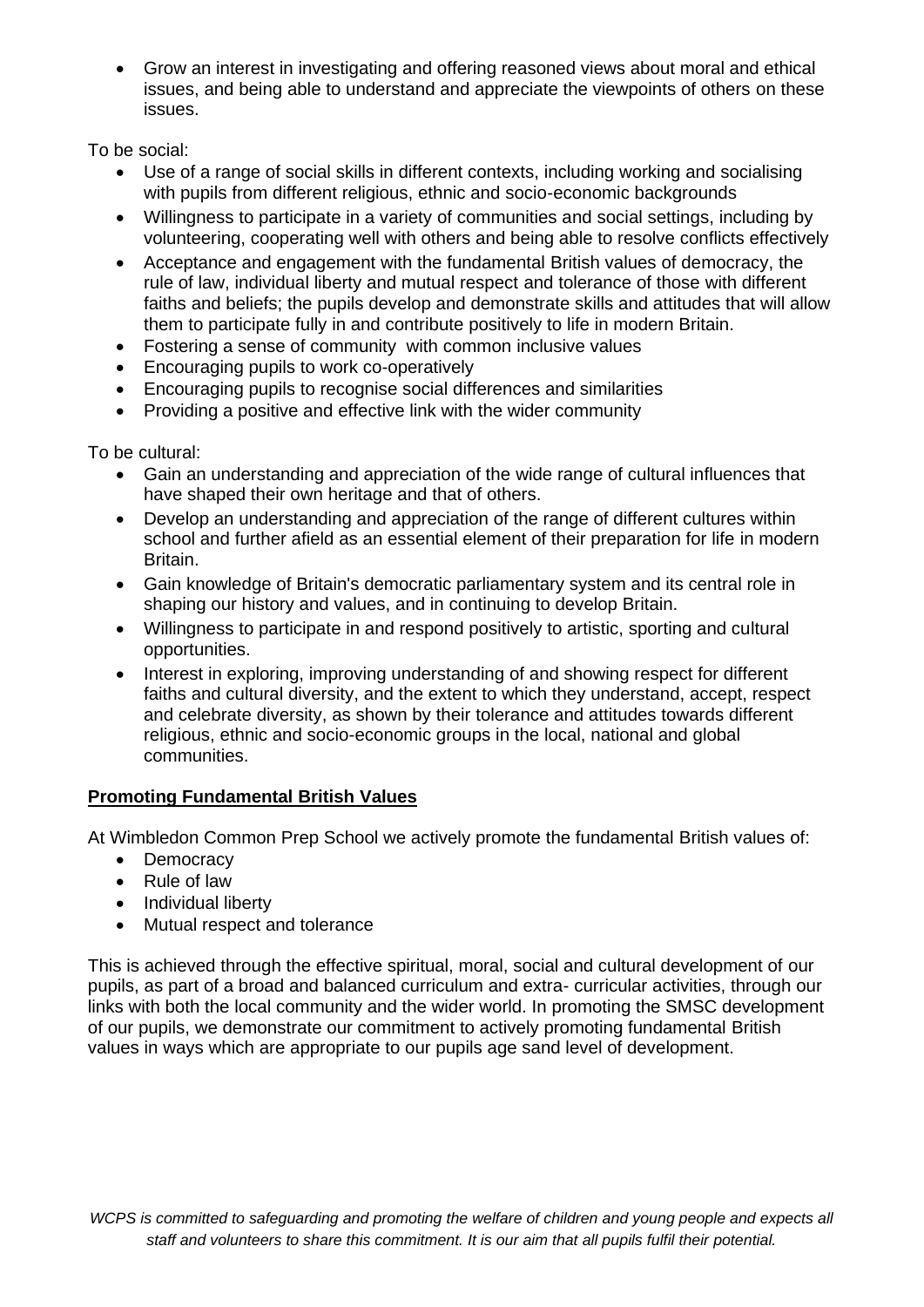- Grow an interest in investigating and offering reasoned views about moral and ethical issues, and being able to understand and appreciate the viewpoints of others on these issues.

To be social:

- Use of a range of social skills in different contexts, including working and socialising with pupils from different religious, ethnic and socio-economic backgrounds
- Willingness to participate in a variety of communities and social settings, including by volunteering, cooperating well with others and being able to resolve conflicts effectively
- Acceptance and engagement with the fundamental British values of democracy, the rule of law, individual liberty and mutual respect and tolerance of those with different faiths and beliefs; the pupils develop and demonstrate skills and attitudes that will allow them to participate fully in and contribute positively to life in modern Britain.
- Fostering a sense of community with common inclusive values
- Encouraging pupils to work co-operatively
- Encouraging pupils to recognise social differences and similarities
- Providing a positive and effective link with the wider community

To be cultural:

- Gain an understanding and appreciation of the wide range of cultural influences that have shaped their own heritage and that of others.
- Develop an understanding and appreciation of the range of different cultures within school and further afield as an essential element of their preparation for life in modern Britain.
- Gain knowledge of Britain's democratic parliamentary system and its central role in shaping our history and values, and in continuing to develop Britain.
- Willingness to participate in and respond positively to artistic, sporting and cultural opportunities.
- Interest in exploring, improving understanding of and showing respect for different faiths and cultural diversity, and the extent to which they understand, accept, respect and celebrate diversity, as shown by their tolerance and attitudes towards different religious, ethnic and socio-economic groups in the local, national and global communities.

**Promoting Fundamental British Values**

At Wimbledon Common Prep School we actively promote the fundamental British values of:

- Democracy
- Rule of law
- Individual liberty
- Mutual respect and tolerance

This is achieved through the effective spiritual, moral, social and cultural development of our pupils, as part of a broad and balanced curriculum and extra- curricular activities, through our links with both the local community and the wider world. In promoting the SMSC development of our pupils, we demonstrate our commitment to actively promoting fundamental British values in ways which are appropriate to our pupils age sand level of development.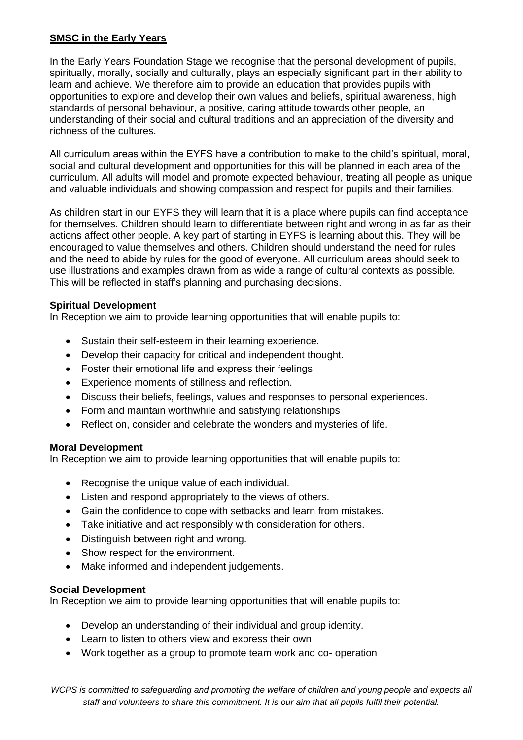## SMSC in the Early Years

In the Early Years Foundation Stage we recognise that the personal development of pupils, spiritually, morally, socially and culturally, plays an especially significant part in their ability to learn and achieve. We therefore aim to provide an education that provides pupils with opportunities to explore and develop their own values and beliefs, spiritual awareness, high standards of personal behaviour, a positive, caring attitude towards other people, an understanding of their social and cultural traditions and an appreciation of the diversity and richness of the cultures.

All curriculum areas within the EYFS have a contribution to make to the child's spiritual, moral, social and cultural development and opportunities for this will be planned in each area of the curriculum. All adults will model and promote expected behaviour, treating all people as unique and valuable individuals and showing compassion and respect for pupils and their families.

As children start in our EYFS they will learn that it is a place where pupils can find acceptance for themselves. Children should learn to differentiate between right and wrong in as far as their actions affect other people. A key part of starting in EYFS is learning about this. They will be encouraged to value themselves and others. Children should understand the need for rules and the need to abide by rules for the good of everyone. All curriculum areas should seek to use illustrations and examples drawn from as wide a range of cultural contexts as possible. This will be reflected in staff's planning and purchasing decisions.

### Spiritual Development

In Reception we aim to provide learning opportunities that will enable pupils to:

- Sustain their self-esteem in their learning experience.
- Develop their capacity for critical and independent thought.
- Foster their emotional life and express their feelings
- Experience moments of stillness and reflection.
- Discuss their beliefs, feelings, values and responses to personal experiences.
- Form and maintain worthwhile and satisfying relationships
- Reflect on, consider and celebrate the wonders and mysteries of life.

### Moral Development

In Reception we aim to provide learning opportunities that will enable pupils to:

- Recognise the unique value of each individual.
- Listen and respond appropriately to the views of others.
- Gain the confidence to cope with setbacks and learn from mistakes.
- Take initiative and act responsibly with consideration for others.
- Distinguish between right and wrong.
- Show respect for the environment.
- Make informed and independent judgements.

### Social Development

In Reception we aim to provide learning opportunities that will enable pupils to:

- Develop an understanding of their individual and group identity.
- Learn to listen to others view and express their own
- Work together as a group to promote team work and co- operation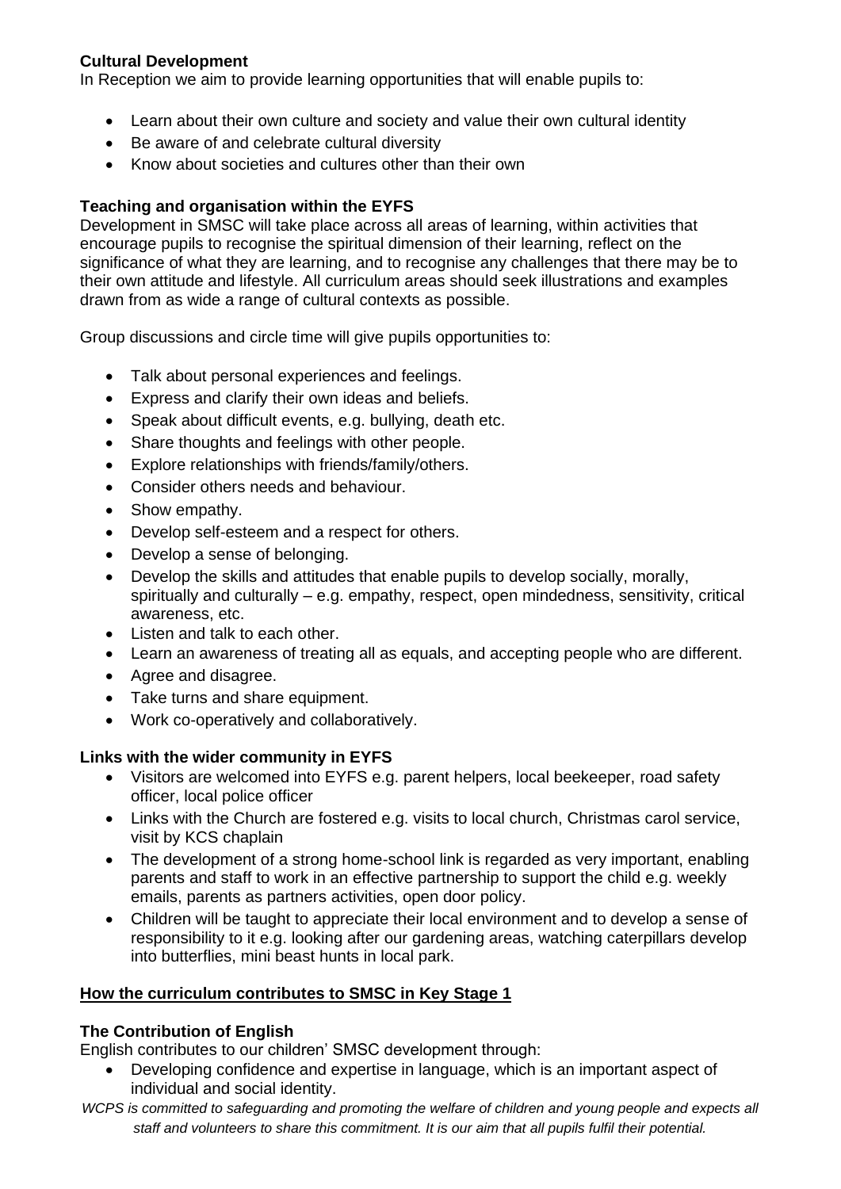**Cultural Development**

In Reception we aim to provide learning opportunities that will enable pupils to:

- Learn about their own culture and society and value their own cultural identity
- Be aware of and celebrate cultural diversity
- Know about societies and cultures other than their own

**Teaching and organisation within the EYFS**

Development in SMSC will take place across all areas of learning, within activities that encourage pupils to recognise the spiritual dimension of their learning, reflect on the significance of what they are learning, and to recognise any challenges that there may be to their own attitude and lifestyle. All curriculum areas should seek illustrations and examples drawn from as wide a range of cultural contexts as possible.

Group discussions and circle time will give pupils opportunities to:

- Talk about personal experiences and feelings.
- Express and clarify their own ideas and beliefs.
- Speak about difficult events, e.g. bullying, death etc.
- Share thoughts and feelings with other people.
- Explore relationships with friends/family/others.
- Consider others needs and behaviour.
- Show empathy.
- Develop self-esteem and a respect for others.
- Develop a sense of belonging.
- Develop the skills and attitudes that enable pupils to develop socially, morally, spiritually and culturally – e.g. empathy, respect, open mindedness, sensitivity, critical awareness, etc.
- Listen and talk to each other.
- Learn an awareness of treating all as equals, and accepting people who are different.
- Agree and disagree.
- Take turns and share equipment.
- Work co-operatively and collaboratively.

**Links with the wider community in EYFS**

- Visitors are welcomed into EYFS e.g. parent helpers, local beekeeper, road safety officer, local police officer
- Links with the Church are fostered e.g. visits to local church, Christmas carol service, visit by KCS chaplain
- The development of a strong home-school link is regarded as very important, enabling parents and staff to work in an effective partnership to support the child e.g. weekly emails, parents as partners activities, open door policy.
- Children will be taught to appreciate their local environment and to develop a sense of responsibility to it e.g. looking after our gardening areas, watching caterpillars develop into butterflies, mini beast hunts in local park.

**<u>How the curriculum contributes to SMSC in Key Stage 1</u>**

**The Contribution of English**

English contributes to our children' SMSC development through:

- Developing confidence and expertise in language, which is an important aspect of individual and social identity.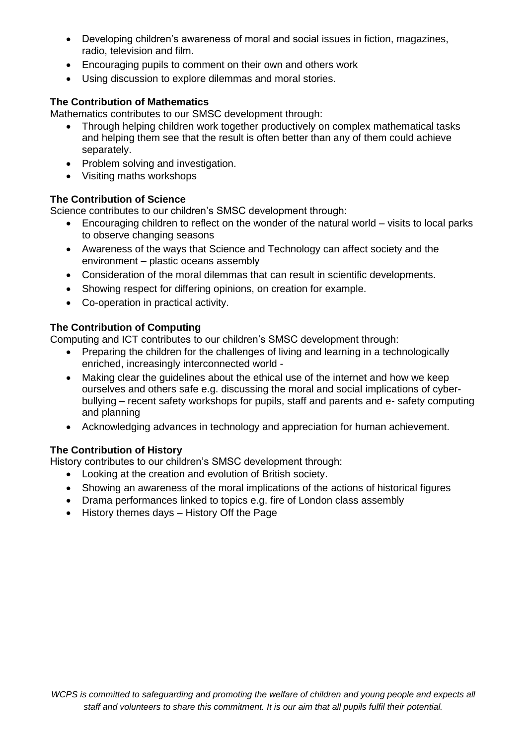- Developing children's awareness of moral and social issues in fiction, magazines, radio, television and film.
- Encouraging pupils to comment on their own and others work
- Using discussion to explore dilemmas and moral stories.

**The Contribution of Mathematics**

Mathematics contributes to our SMSC development through:

- Through helping children work together productively on complex mathematical tasks and helping them see that the result is often better than any of them could achieve separately.
- Problem solving and investigation.
- Visiting maths workshops

**The Contribution of Science**

Science contributes to our children's SMSC development through:

- Encouraging children to reflect on the wonder of the natural world – visits to local parks to observe changing seasons
- Awareness of the ways that Science and Technology can affect society and the environment – plastic oceans assembly
- Consideration of the moral dilemmas that can result in scientific developments.
- Showing respect for differing opinions, on creation for example.
- Co-operation in practical activity.

**The Contribution of Computing**

Computing and ICT contributes to our children's SMSC development through:

- Preparing the children for the challenges of living and learning in a technologically enriched, increasingly interconnected world -
- Making clear the guidelines about the ethical use of the internet and how we keep ourselves and others safe e.g. discussing the moral and social implications of cyber-bullying – recent safety workshops for pupils, staff and parents and e- safety computing and planning
- Acknowledging advances in technology and appreciation for human achievement.

**The Contribution of History**

History contributes to our children's SMSC development through:

- Looking at the creation and evolution of British society.
- Showing an awareness of the moral implications of the actions of historical figures
- Drama performances linked to topics e.g. fire of London class assembly
- History themes days – History Off the Page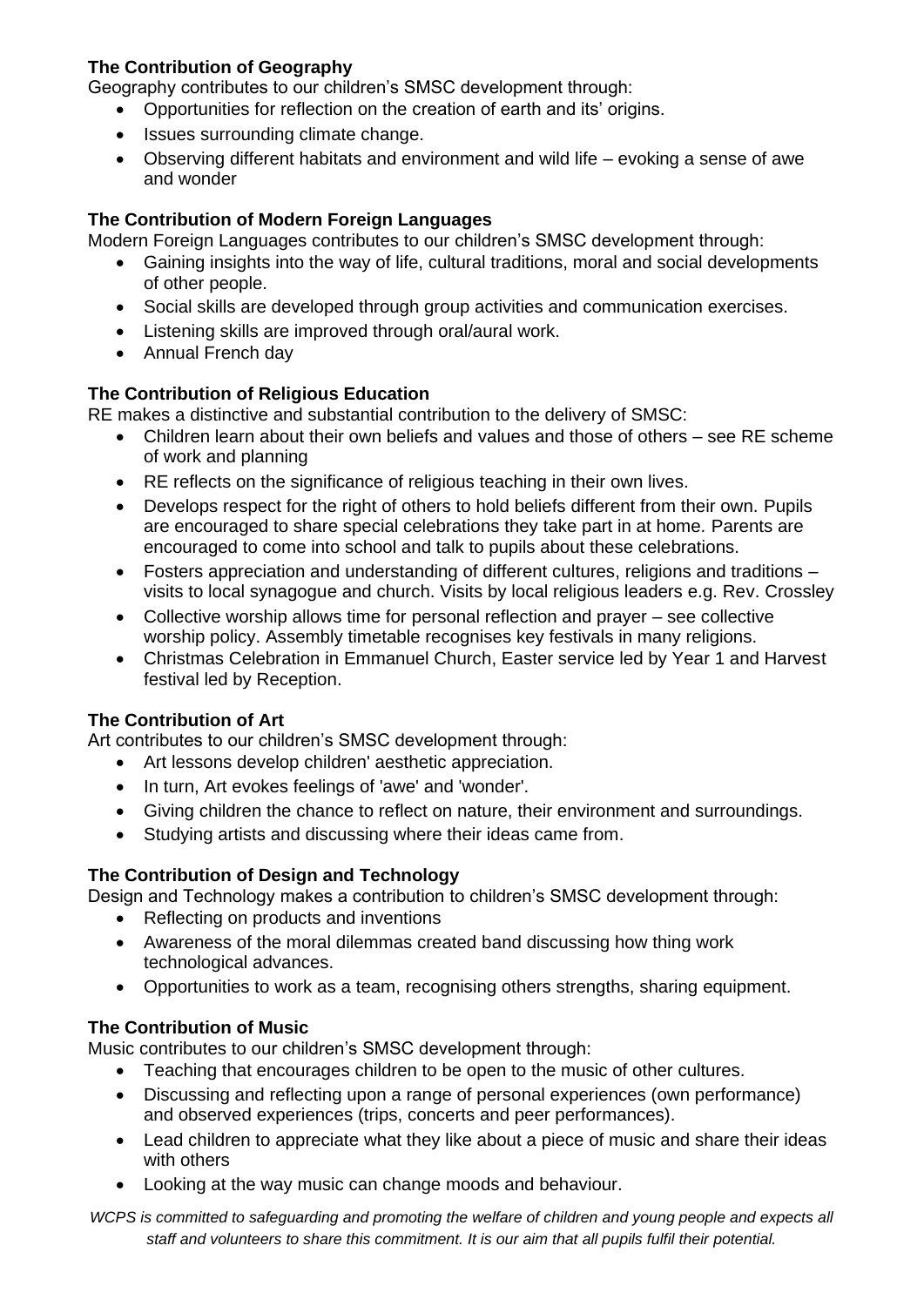**The Contribution of Geography**

Geography contributes to our children's SMSC development through:

- Opportunities for reflection on the creation of earth and its' origins.
- Issues surrounding climate change.
- Observing different habitats and environment and wild life – evoking a sense of awe and wonder

**The Contribution of Modern Foreign Languages**

Modern Foreign Languages contributes to our children's SMSC development through:

- Gaining insights into the way of life, cultural traditions, moral and social developments of other people.
- Social skills are developed through group activities and communication exercises.
- Listening skills are improved through oral/aural work.
- Annual French day

**The Contribution of Religious Education**

RE makes a distinctive and substantial contribution to the delivery of SMSC:

- Children learn about their own beliefs and values and those of others – see RE scheme of work and planning
- RE reflects on the significance of religious teaching in their own lives.
- Develops respect for the right of others to hold beliefs different from their own. Pupils are encouraged to share special celebrations they take part in at home. Parents are encouraged to come into school and talk to pupils about these celebrations.
- Fosters appreciation and understanding of different cultures, religions and traditions – visits to local synagogue and church. Visits by local religious leaders e.g. Rev. Crossley
- Collective worship allows time for personal reflection and prayer – see collective worship policy. Assembly timetable recognises key festivals in many religions.
- Christmas Celebration in Emmanuel Church, Easter service led by Year 1 and Harvest festival led by Reception.

**The Contribution of Art**

Art contributes to our children's SMSC development through:

- Art lessons develop children' aesthetic appreciation.
- In turn, Art evokes feelings of 'awe' and 'wonder'.
- Giving children the chance to reflect on nature, their environment and surroundings.
- Studying artists and discussing where their ideas came from.

**The Contribution of Design and Technology**

Design and Technology makes a contribution to children's SMSC development through:

- Reflecting on products and inventions
- Awareness of the moral dilemmas created band discussing how thing work technological advances.
- Opportunities to work as a team, recognising others strengths, sharing equipment.

**The Contribution of Music**

Music contributes to our children's SMSC development through:

- Teaching that encourages children to be open to the music of other cultures.
- Discussing and reflecting upon a range of personal experiences (own performance) and observed experiences (trips, concerts and peer performances).
- Lead children to appreciate what they like about a piece of music and share their ideas with others
- Looking at the way music can change moods and behaviour.

*WCPS is committed to safeguarding and promoting the welfare of children and young people and expects all staff and volunteers to share this commitment. It is our aim that all pupils fulfil their potential.*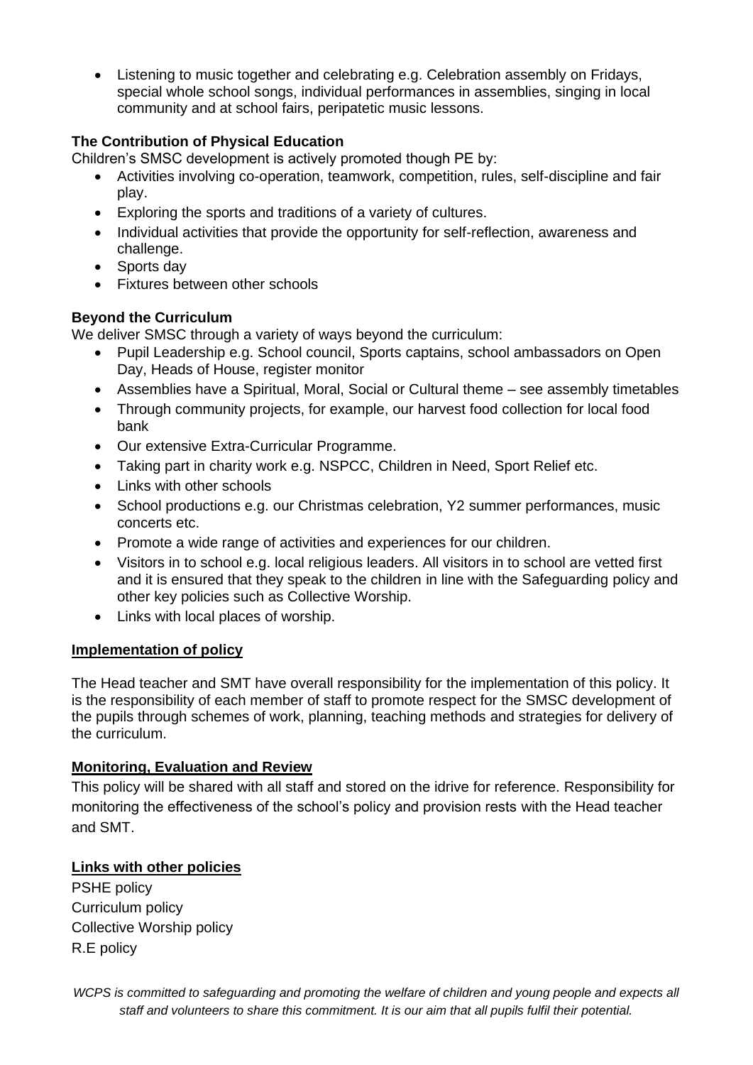- Listening to music together and celebrating e.g. Celebration assembly on Fridays, special whole school songs, individual performances in assemblies, singing in local community and at school fairs, peripatetic music lessons.

**The Contribution of Physical Education**

Children's SMSC development is actively promoted though PE by:

- Activities involving co-operation, teamwork, competition, rules, self-discipline and fair play.
- Exploring the sports and traditions of a variety of cultures.
- Individual activities that provide the opportunity for self-reflection, awareness and challenge.
- Sports day
- Fixtures between other schools

**Beyond the Curriculum**

We deliver SMSC through a variety of ways beyond the curriculum:

- Pupil Leadership e.g. School council, Sports captains, school ambassadors on Open Day, Heads of House, register monitor
- Assemblies have a Spiritual, Moral, Social or Cultural theme – see assembly timetables
- Through community projects, for example, our harvest food collection for local food bank
- Our extensive Extra-Curricular Programme.
- Taking part in charity work e.g. NSPCC, Children in Need, Sport Relief etc.
- Links with other schools
- School productions e.g. our Christmas celebration, Y2 summer performances, music concerts etc.
- Promote a wide range of activities and experiences for our children.
- Visitors in to school e.g. local religious leaders. All visitors in to school are vetted first and it is ensured that they speak to the children in line with the Safeguarding policy and other key policies such as Collective Worship.
- Links with local places of worship.

**Implementation of policy**

The Head teacher and SMT have overall responsibility for the implementation of this policy. It is the responsibility of each member of staff to promote respect for the SMSC development of the pupils through schemes of work, planning, teaching methods and strategies for delivery of the curriculum.

**Monitoring, Evaluation and Review**

This policy will be shared with all staff and stored on the idrive for reference. Responsibility for monitoring the effectiveness of the school's policy and provision rests with the Head teacher and SMT.

**Links with other policies**

PSHE policy
Curriculum policy
Collective Worship policy
R.E policy

*WCPS is committed to safeguarding and promoting the welfare of children and young people and expects all staff and volunteers to share this commitment. It is our aim that all pupils fulfil their potential.*